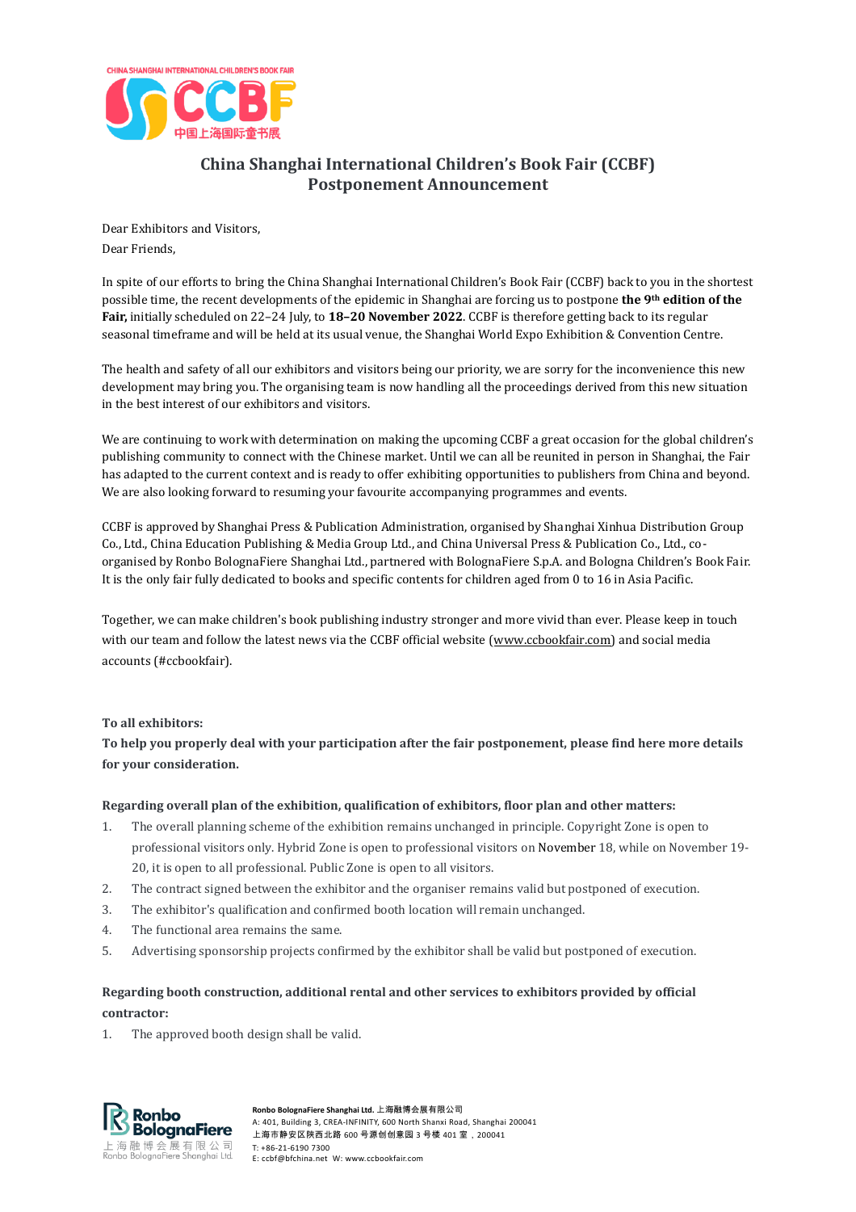# China Shanghai International Children's Book Fair (CCBF) Postponement Announcement

Dear Exhibitors and Visitors,

Dear Friends,

In spite of our efforts to bring the China Shanghai International Children's Book Fair (CCBF) back to you in the shortest possible time, the recent developments of the epidemic in Shanghai are forcing us to postpone **the 9th edition of the Fair,** initially scheduled on 22–24 July, to **18–20 November 2022**. CCBF is therefore getting back to its regular seasonal timeframe and will be held at its usual venue, the Shanghai World Expo Exhibition & Convention Centre.

The health and safety of all our exhibitors and visitors being our priority, we are sorry for the inconvenience this new development may bring you. The organising team is now handling all the proceedings derived from this new situation in the best interest of our exhibitors and visitors.

We are continuing to work with determination on making the upcoming CCBF a great occasion for the global children's publishing community to connect with the Chinese market. Until we can all be reunited in person in Shanghai, the Fair has adapted to the current context and is ready to offer exhibiting opportunities to publishers from China and beyond. We are also looking forward to resuming your favourite accompanying programmes and events.

CCBF is approved by Shanghai Press & Publication Administration, organised by Shanghai Xinhua Distribution Group Co., Ltd., China Education Publishing & Media Group Ltd., and China Universal Press & Publication Co., Ltd., co-organised by Ronbo BolognaFiere Shanghai Ltd., partnered with BolognaFiere S.p.A. and Bologna Children's Book Fair. It is the only fair fully dedicated to books and specific contents for children aged from 0 to 16 in Asia Pacific.

Together, we can make children's book publishing industry stronger and more vivid than ever. Please keep in touch with our team and follow the latest news via the CCBF official website (www.ccbookfair.com) and social media accounts (#ccbookfair).

**To all exhibitors:**

**To help you properly deal with your participation after the fair postponement, please find here more details for your consideration.**

**Regarding overall plan of the exhibition, qualification of exhibitors, floor plan and other matters:**

1. The overall planning scheme of the exhibition remains unchanged in principle. Copyright Zone is open to professional visitors only. Hybrid Zone is open to professional visitors on November 18, while on November 19-20, it is open to all professional. Public Zone is open to all visitors.
2. The contract signed between the exhibitor and the organiser remains valid but postponed of execution.
3. The exhibitor's qualification and confirmed booth location will remain unchanged.
4. The functional area remains the same.
5. Advertising sponsorship projects confirmed by the exhibitor shall be valid but postponed of execution.

**Regarding booth construction, additional rental and other services to exhibitors provided by official contractor:**

1. The approved booth design shall be valid.

**Ronbo BolognaFiere Shanghai Ltd.** 上海融博会展有限公司
A: 401, Building 3, CREA-INFINITY, 600 North Shanxi Road, Shanghai 200041
上海市静安区陕西北路 600 号源创创意园 3 号楼 401 室，200041
T: +86-21-6190 7300
E: ccbf@bfchina.net W: www.ccbookfair.com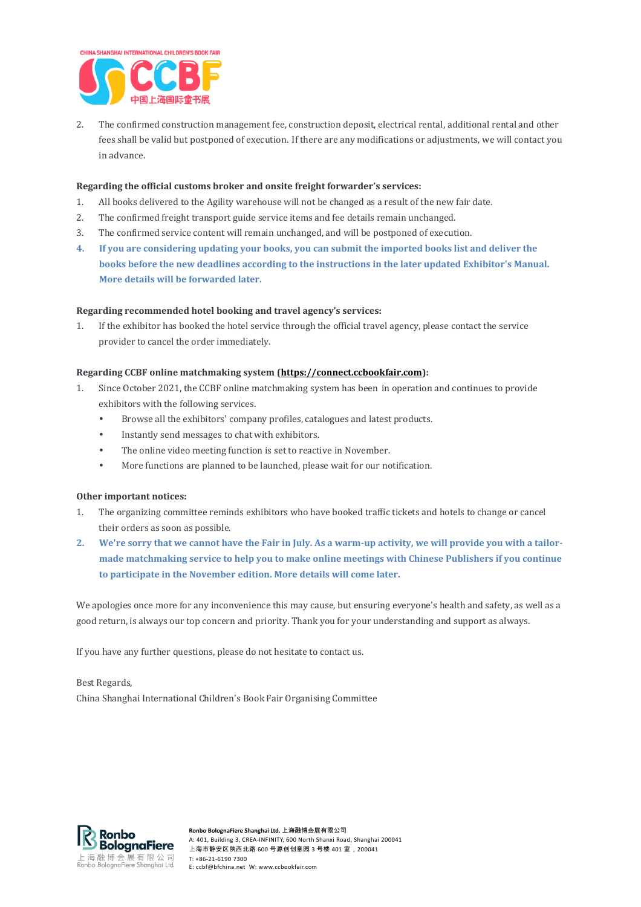2. The confirmed construction management fee, construction deposit, electrical rental, additional rental and other fees shall be valid but postponed of execution. If there are any modifications or adjustments, we will contact you in advance.

**Regarding the official customs broker and onsite freight forwarder's services:**

1. All books delivered to the Agility warehouse will not be changed as a result of the new fair date.
2. The confirmed freight transport guide service items and fee details remain unchanged.
3. The confirmed service content will remain unchanged, and will be postponed of execution.
4. **If you are considering updating your books, you can submit the imported books list and deliver the books before the new deadlines according to the instructions in the later updated Exhibitor's Manual. More details will be forwarded later.**

**Regarding recommended hotel booking and travel agency's services:**

1. If the exhibitor has booked the hotel service through the official travel agency, please contact the service provider to cancel the order immediately.

**Regarding CCBF online matchmaking system (https://connect.ccbookfair.com):**

1. Since October 2021, the CCBF online matchmaking system has been in operation and continues to provide exhibitors with the following services.
   - Browse all the exhibitors' company profiles, catalogues and latest products.
   - Instantly send messages to chat with exhibitors.
   - The online video meeting function is set to reactive in November.
   - More functions are planned to be launched, please wait for our notification.

**Other important notices:**

1. The organizing committee reminds exhibitors who have booked traffic tickets and hotels to change or cancel their orders as soon as possible.
2. **We're sorry that we cannot have the Fair in July. As a warm-up activity, we will provide you with a tailor-made matchmaking service to help you to make online meetings with Chinese Publishers if you continue to participate in the November edition. More details will come later.**

We apologies once more for any inconvenience this may cause, but ensuring everyone's health and safety, as well as a good return, is always our top concern and priority. Thank you for your understanding and support as always.

If you have any further questions, please do not hesitate to contact us.

Best Regards,
China Shanghai International Children's Book Fair Organising Committee

**Ronbo BolognaFiere Shanghai Ltd.** 上海融博会展有限公司
A: 401, Building 3, CREA-INFINITY, 600 North Shanxi Road, Shanghai 200041
上海市静安区陕西北路 600 号源创创意园 3 号楼 401 室，200041
T: +86-21-6190 7300
E: ccbf@bfchina.net W: www.ccbookfair.com